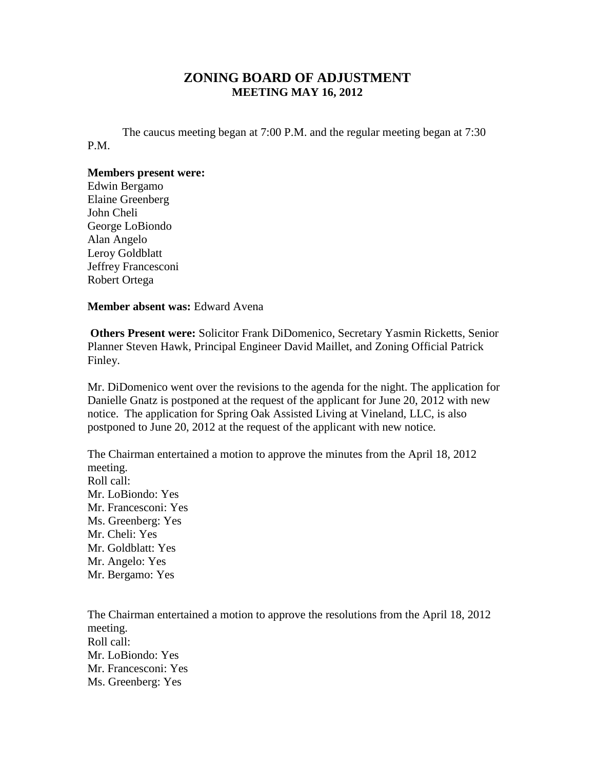# ZONING BOARD OF ADJUSTMENT
## MEETING MAY 16, 2012

The caucus meeting began at 7:00 P.M. and the regular meeting began at 7:30 P.M.

**Members present were:**
Edwin Bergamo
Elaine Greenberg
John Cheli
George LoBiondo
Alan Angelo
Leroy Goldblatt
Jeffrey Francesconi
Robert Ortega

**Member absent was:** Edward Avena

**Others Present were:** Solicitor Frank DiDomenico, Secretary Yasmin Ricketts, Senior Planner Steven Hawk, Principal Engineer David Maillet, and Zoning Official Patrick Finley.

Mr. DiDomenico went over the revisions to the agenda for the night. The application for Danielle Gnatz is postponed at the request of the applicant for June 20, 2012 with new notice. The application for Spring Oak Assisted Living at Vineland, LLC, is also postponed to June 20, 2012 at the request of the applicant with new notice.

The Chairman entertained a motion to approve the minutes from the April 18, 2012 meeting.
Roll call:
Mr. LoBiondo: Yes
Mr. Francesconi: Yes
Ms. Greenberg: Yes
Mr. Cheli: Yes
Mr. Goldblatt: Yes
Mr. Angelo: Yes
Mr. Bergamo: Yes

The Chairman entertained a motion to approve the resolutions from the April 18, 2012 meeting.
Roll call:
Mr. LoBiondo: Yes
Mr. Francesconi: Yes
Ms. Greenberg: Yes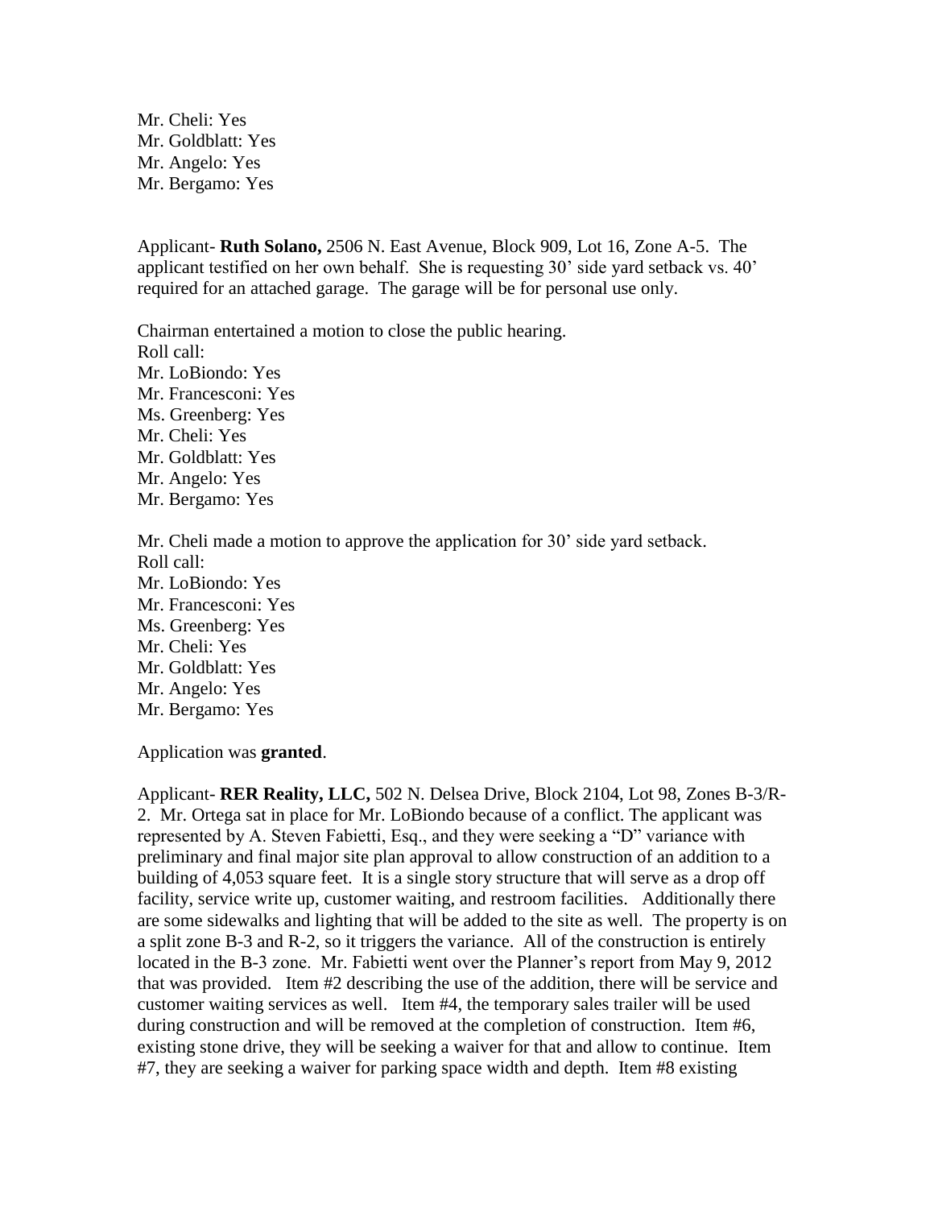Mr. Cheli: Yes
Mr. Goldblatt: Yes
Mr. Angelo: Yes
Mr. Bergamo: Yes

Applicant- **Ruth Solano,** 2506 N. East Avenue, Block 909, Lot 16, Zone A-5. The applicant testified on her own behalf. She is requesting 30' side yard setback vs. 40' required for an attached garage. The garage will be for personal use only.

Chairman entertained a motion to close the public hearing.
Roll call:
Mr. LoBiondo: Yes
Mr. Francesconi: Yes
Ms. Greenberg: Yes
Mr. Cheli: Yes
Mr. Goldblatt: Yes
Mr. Angelo: Yes
Mr. Bergamo: Yes

Mr. Cheli made a motion to approve the application for 30' side yard setback.
Roll call:
Mr. LoBiondo: Yes
Mr. Francesconi: Yes
Ms. Greenberg: Yes
Mr. Cheli: Yes
Mr. Goldblatt: Yes
Mr. Angelo: Yes
Mr. Bergamo: Yes

Application was **granted**.

Applicant- **RER Reality, LLC,** 502 N. Delsea Drive, Block 2104, Lot 98, Zones B-3/R-2. Mr. Ortega sat in place for Mr. LoBiondo because of a conflict. The applicant was represented by A. Steven Fabietti, Esq., and they were seeking a "D" variance with preliminary and final major site plan approval to allow construction of an addition to a building of 4,053 square feet. It is a single story structure that will serve as a drop off facility, service write up, customer waiting, and restroom facilities. Additionally there are some sidewalks and lighting that will be added to the site as well. The property is on a split zone B-3 and R-2, so it triggers the variance. All of the construction is entirely located in the B-3 zone. Mr. Fabietti went over the Planner's report from May 9, 2012 that was provided. Item #2 describing the use of the addition, there will be service and customer waiting services as well. Item #4, the temporary sales trailer will be used during construction and will be removed at the completion of construction. Item #6, existing stone drive, they will be seeking a waiver for that and allow to continue. Item #7, they are seeking a waiver for parking space width and depth. Item #8 existing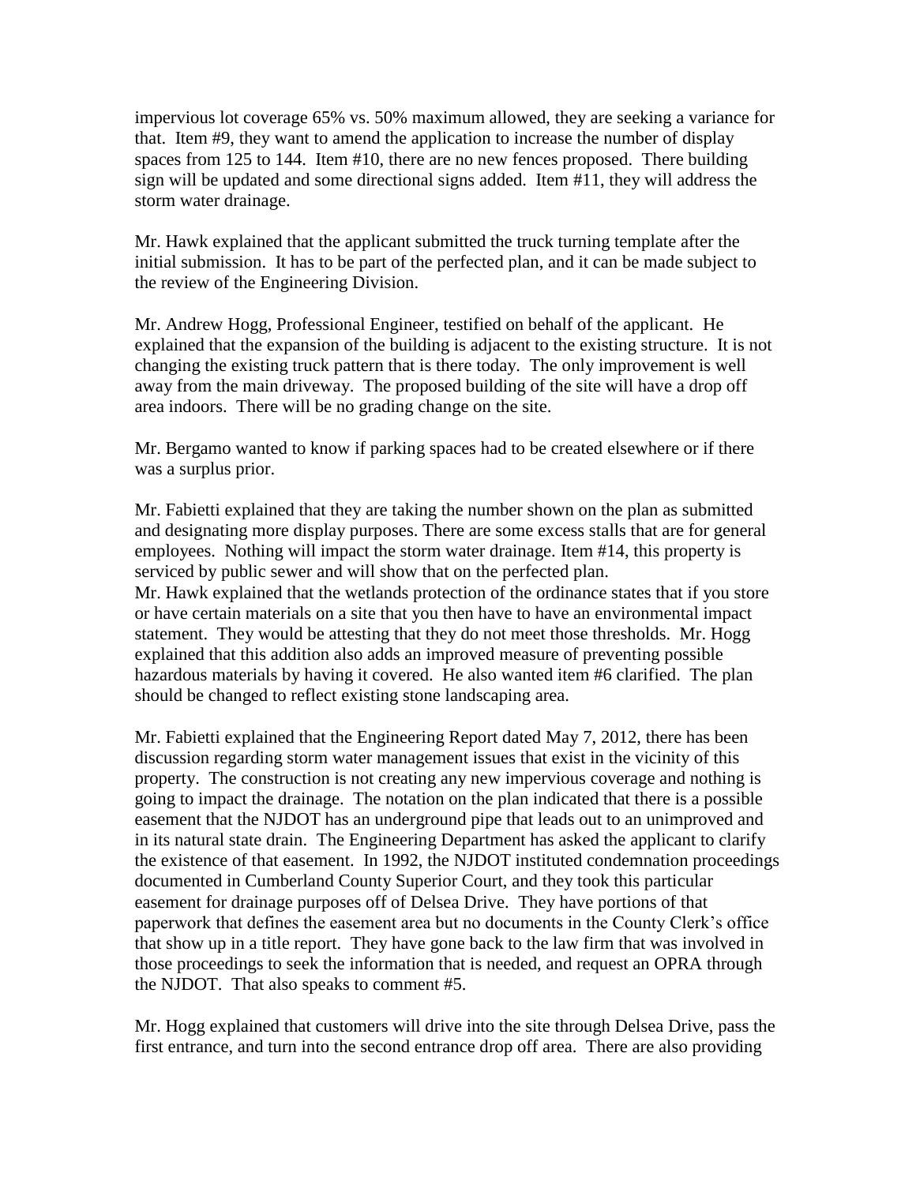impervious lot coverage 65% vs. 50% maximum allowed, they are seeking a variance for that. Item #9, they want to amend the application to increase the number of display spaces from 125 to 144. Item #10, there are no new fences proposed. There building sign will be updated and some directional signs added. Item #11, they will address the storm water drainage.

Mr. Hawk explained that the applicant submitted the truck turning template after the initial submission. It has to be part of the perfected plan, and it can be made subject to the review of the Engineering Division.

Mr. Andrew Hogg, Professional Engineer, testified on behalf of the applicant. He explained that the expansion of the building is adjacent to the existing structure. It is not changing the existing truck pattern that is there today. The only improvement is well away from the main driveway. The proposed building of the site will have a drop off area indoors. There will be no grading change on the site.

Mr. Bergamo wanted to know if parking spaces had to be created elsewhere or if there was a surplus prior.

Mr. Fabietti explained that they are taking the number shown on the plan as submitted and designating more display purposes. There are some excess stalls that are for general employees. Nothing will impact the storm water drainage. Item #14, this property is serviced by public sewer and will show that on the perfected plan.
Mr. Hawk explained that the wetlands protection of the ordinance states that if you store or have certain materials on a site that you then have to have an environmental impact statement. They would be attesting that they do not meet those thresholds. Mr. Hogg explained that this addition also adds an improved measure of preventing possible hazardous materials by having it covered. He also wanted item #6 clarified. The plan should be changed to reflect existing stone landscaping area.

Mr. Fabietti explained that the Engineering Report dated May 7, 2012, there has been discussion regarding storm water management issues that exist in the vicinity of this property. The construction is not creating any new impervious coverage and nothing is going to impact the drainage. The notation on the plan indicated that there is a possible easement that the NJDOT has an underground pipe that leads out to an unimproved and in its natural state drain. The Engineering Department has asked the applicant to clarify the existence of that easement. In 1992, the NJDOT instituted condemnation proceedings documented in Cumberland County Superior Court, and they took this particular easement for drainage purposes off of Delsea Drive. They have portions of that paperwork that defines the easement area but no documents in the County Clerk's office that show up in a title report. They have gone back to the law firm that was involved in those proceedings to seek the information that is needed, and request an OPRA through the NJDOT. That also speaks to comment #5.

Mr. Hogg explained that customers will drive into the site through Delsea Drive, pass the first entrance, and turn into the second entrance drop off area. There are also providing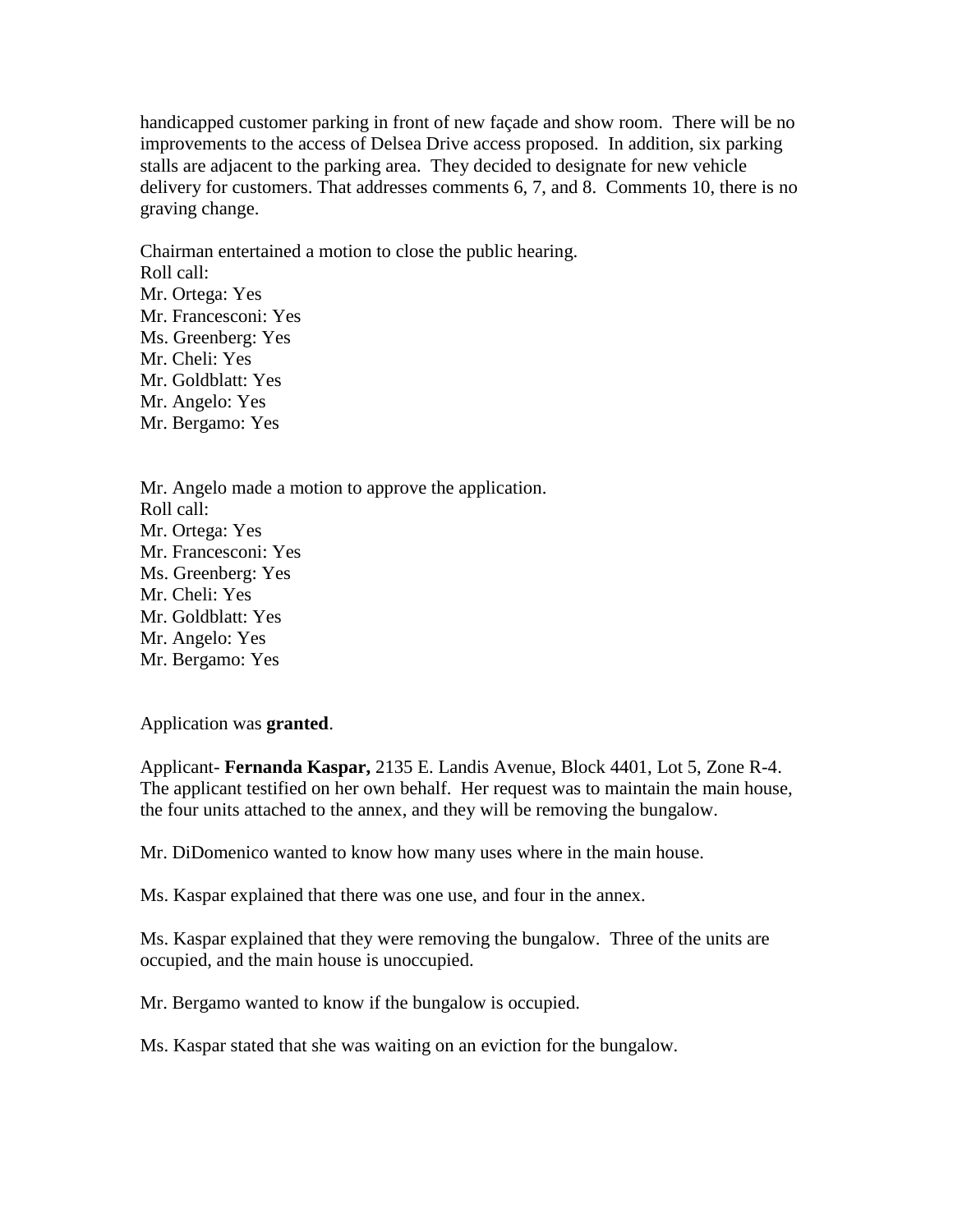handicapped customer parking in front of new façade and show room. There will be no improvements to the access of Delsea Drive access proposed. In addition, six parking stalls are adjacent to the parking area. They decided to designate for new vehicle delivery for customers. That addresses comments 6, 7, and 8. Comments 10, there is no graving change.

Chairman entertained a motion to close the public hearing.
Roll call:
Mr. Ortega: Yes
Mr. Francesconi: Yes
Ms. Greenberg: Yes
Mr. Cheli: Yes
Mr. Goldblatt: Yes
Mr. Angelo: Yes
Mr. Bergamo: Yes

Mr. Angelo made a motion to approve the application.
Roll call:
Mr. Ortega: Yes
Mr. Francesconi: Yes
Ms. Greenberg: Yes
Mr. Cheli: Yes
Mr. Goldblatt: Yes
Mr. Angelo: Yes
Mr. Bergamo: Yes

Application was **granted**.

Applicant- **Fernanda Kaspar,** 2135 E. Landis Avenue, Block 4401, Lot 5, Zone R-4. The applicant testified on her own behalf. Her request was to maintain the main house, the four units attached to the annex, and they will be removing the bungalow.

Mr. DiDomenico wanted to know how many uses where in the main house.

Ms. Kaspar explained that there was one use, and four in the annex.

Ms. Kaspar explained that they were removing the bungalow. Three of the units are occupied, and the main house is unoccupied.

Mr. Bergamo wanted to know if the bungalow is occupied.

Ms. Kaspar stated that she was waiting on an eviction for the bungalow.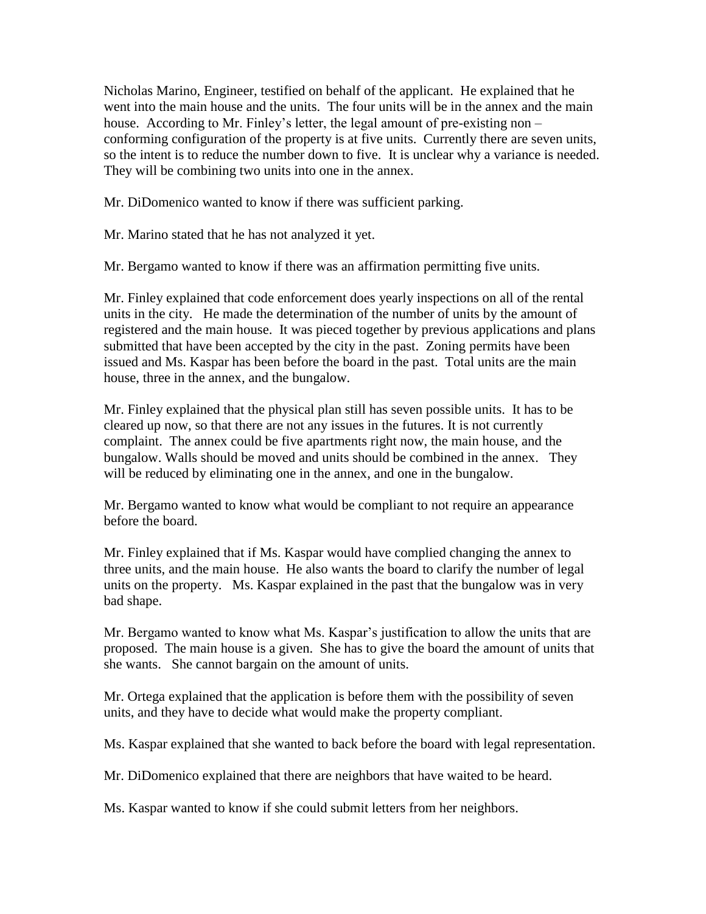Nicholas Marino, Engineer, testified on behalf of the applicant. He explained that he went into the main house and the units. The four units will be in the annex and the main house. According to Mr. Finley's letter, the legal amount of pre-existing non – conforming configuration of the property is at five units. Currently there are seven units, so the intent is to reduce the number down to five. It is unclear why a variance is needed. They will be combining two units into one in the annex.

Mr. DiDomenico wanted to know if there was sufficient parking.

Mr. Marino stated that he has not analyzed it yet.

Mr. Bergamo wanted to know if there was an affirmation permitting five units.

Mr. Finley explained that code enforcement does yearly inspections on all of the rental units in the city. He made the determination of the number of units by the amount of registered and the main house. It was pieced together by previous applications and plans submitted that have been accepted by the city in the past. Zoning permits have been issued and Ms. Kaspar has been before the board in the past. Total units are the main house, three in the annex, and the bungalow.

Mr. Finley explained that the physical plan still has seven possible units. It has to be cleared up now, so that there are not any issues in the futures. It is not currently complaint. The annex could be five apartments right now, the main house, and the bungalow. Walls should be moved and units should be combined in the annex. They will be reduced by eliminating one in the annex, and one in the bungalow.

Mr. Bergamo wanted to know what would be compliant to not require an appearance before the board.

Mr. Finley explained that if Ms. Kaspar would have complied changing the annex to three units, and the main house. He also wants the board to clarify the number of legal units on the property. Ms. Kaspar explained in the past that the bungalow was in very bad shape.

Mr. Bergamo wanted to know what Ms. Kaspar's justification to allow the units that are proposed. The main house is a given. She has to give the board the amount of units that she wants. She cannot bargain on the amount of units.

Mr. Ortega explained that the application is before them with the possibility of seven units, and they have to decide what would make the property compliant.

Ms. Kaspar explained that she wanted to back before the board with legal representation.

Mr. DiDomenico explained that there are neighbors that have waited to be heard.

Ms. Kaspar wanted to know if she could submit letters from her neighbors.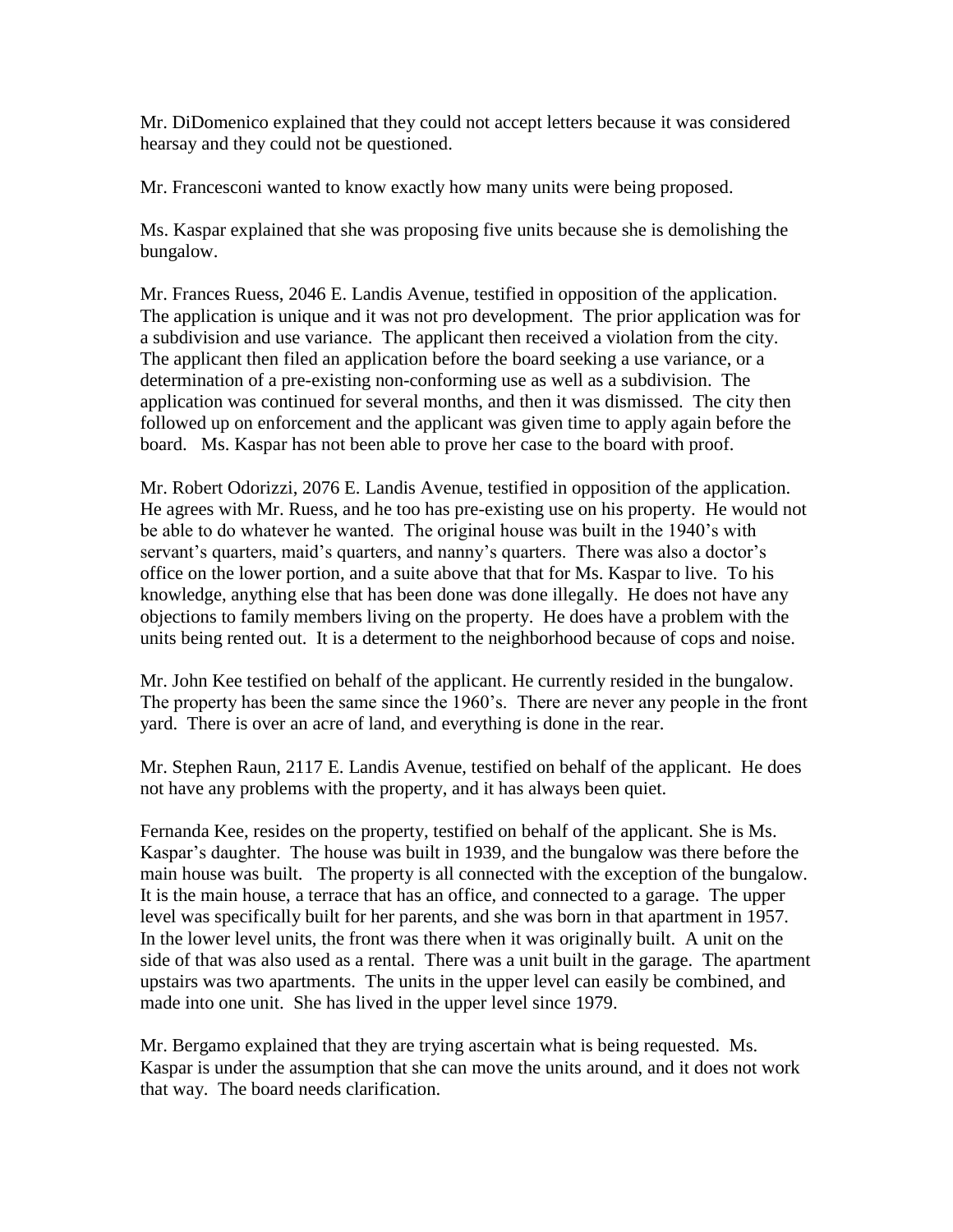Mr. DiDomenico explained that they could not accept letters because it was considered hearsay and they could not be questioned.

Mr. Francesconi wanted to know exactly how many units were being proposed.

Ms. Kaspar explained that she was proposing five units because she is demolishing the bungalow.

Mr. Frances Ruess, 2046 E. Landis Avenue, testified in opposition of the application. The application is unique and it was not pro development. The prior application was for a subdivision and use variance. The applicant then received a violation from the city. The applicant then filed an application before the board seeking a use variance, or a determination of a pre-existing non-conforming use as well as a subdivision. The application was continued for several months, and then it was dismissed. The city then followed up on enforcement and the applicant was given time to apply again before the board. Ms. Kaspar has not been able to prove her case to the board with proof.

Mr. Robert Odorizzi, 2076 E. Landis Avenue, testified in opposition of the application. He agrees with Mr. Ruess, and he too has pre-existing use on his property. He would not be able to do whatever he wanted. The original house was built in the 1940's with servant's quarters, maid's quarters, and nanny's quarters. There was also a doctor's office on the lower portion, and a suite above that that for Ms. Kaspar to live. To his knowledge, anything else that has been done was done illegally. He does not have any objections to family members living on the property. He does have a problem with the units being rented out. It is a determent to the neighborhood because of cops and noise.

Mr. John Kee testified on behalf of the applicant. He currently resided in the bungalow. The property has been the same since the 1960's. There are never any people in the front yard. There is over an acre of land, and everything is done in the rear.

Mr. Stephen Raun, 2117 E. Landis Avenue, testified on behalf of the applicant. He does not have any problems with the property, and it has always been quiet.

Fernanda Kee, resides on the property, testified on behalf of the applicant. She is Ms. Kaspar's daughter. The house was built in 1939, and the bungalow was there before the main house was built. The property is all connected with the exception of the bungalow. It is the main house, a terrace that has an office, and connected to a garage. The upper level was specifically built for her parents, and she was born in that apartment in 1957. In the lower level units, the front was there when it was originally built. A unit on the side of that was also used as a rental. There was a unit built in the garage. The apartment upstairs was two apartments. The units in the upper level can easily be combined, and made into one unit. She has lived in the upper level since 1979.

Mr. Bergamo explained that they are trying ascertain what is being requested. Ms. Kaspar is under the assumption that she can move the units around, and it does not work that way. The board needs clarification.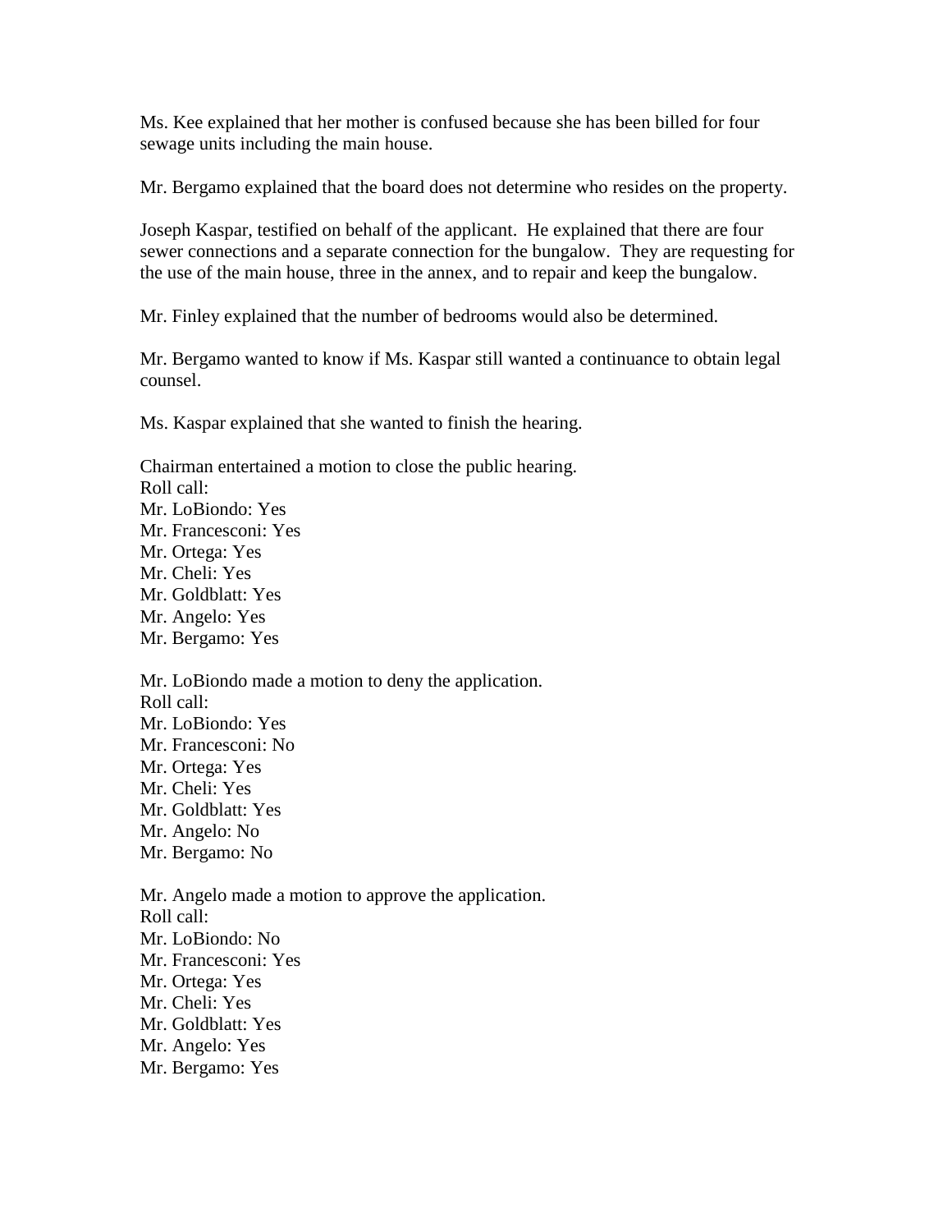Ms. Kee explained that her mother is confused because she has been billed for four sewage units including the main house.

Mr. Bergamo explained that the board does not determine who resides on the property.

Joseph Kaspar, testified on behalf of the applicant. He explained that there are four sewer connections and a separate connection for the bungalow. They are requesting for the use of the main house, three in the annex, and to repair and keep the bungalow.

Mr. Finley explained that the number of bedrooms would also be determined.

Mr. Bergamo wanted to know if Ms. Kaspar still wanted a continuance to obtain legal counsel.

Ms. Kaspar explained that she wanted to finish the hearing.

Chairman entertained a motion to close the public hearing.
Roll call:
Mr. LoBiondo: Yes
Mr. Francesconi: Yes
Mr. Ortega: Yes
Mr. Cheli: Yes
Mr. Goldblatt: Yes
Mr. Angelo: Yes
Mr. Bergamo: Yes

Mr. LoBiondo made a motion to deny the application.
Roll call:
Mr. LoBiondo: Yes
Mr. Francesconi: No
Mr. Ortega: Yes
Mr. Cheli: Yes
Mr. Goldblatt: Yes
Mr. Angelo: No
Mr. Bergamo: No

Mr. Angelo made a motion to approve the application.
Roll call:
Mr. LoBiondo: No
Mr. Francesconi: Yes
Mr. Ortega: Yes
Mr. Cheli: Yes
Mr. Goldblatt: Yes
Mr. Angelo: Yes
Mr. Bergamo: Yes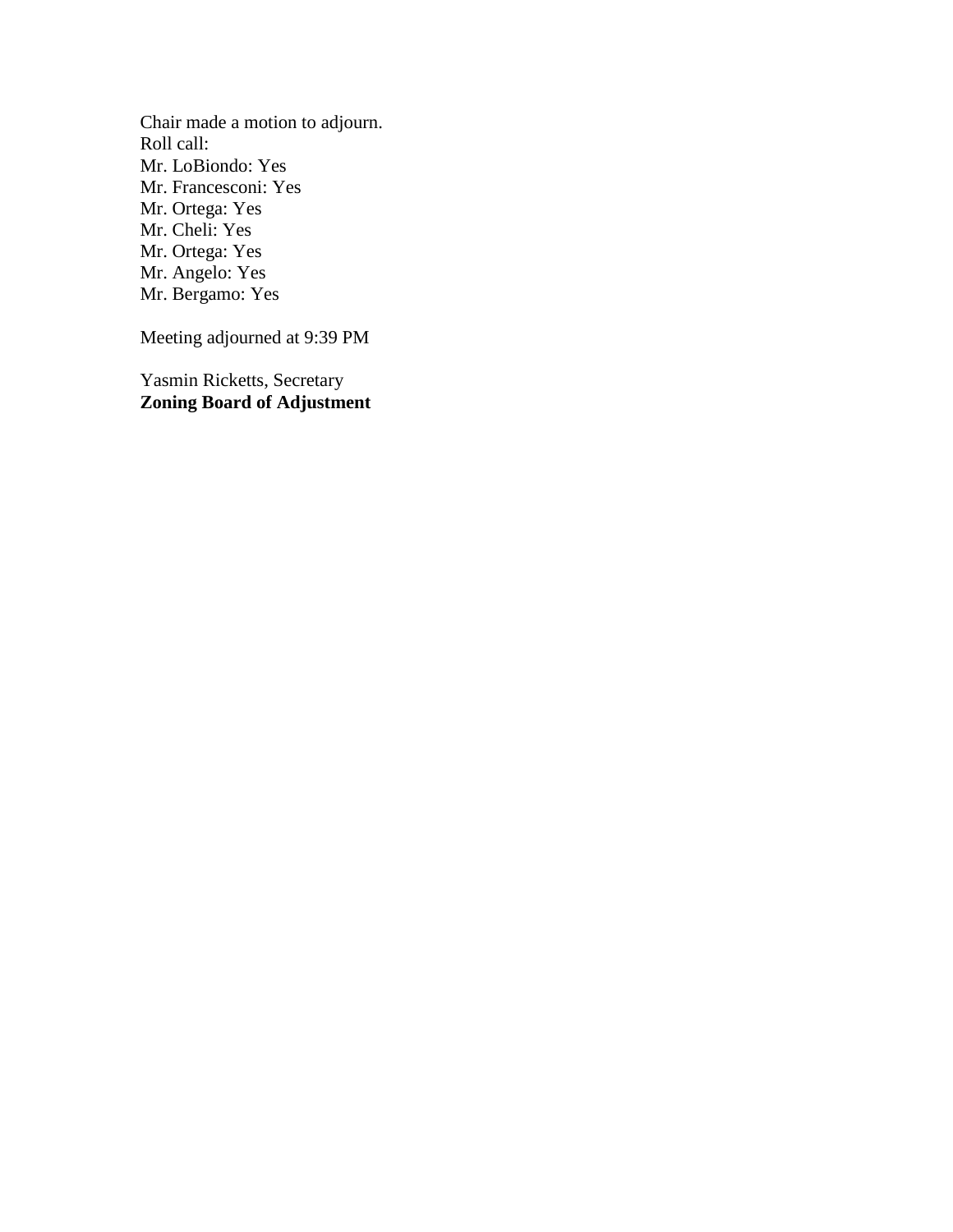Chair made a motion to adjourn.
Roll call:
Mr. LoBiondo: Yes
Mr. Francesconi: Yes
Mr. Ortega: Yes
Mr. Cheli: Yes
Mr. Ortega: Yes
Mr. Angelo: Yes
Mr. Bergamo: Yes

Meeting adjourned at 9:39 PM

Yasmin Ricketts, Secretary
**Zoning Board of Adjustment**